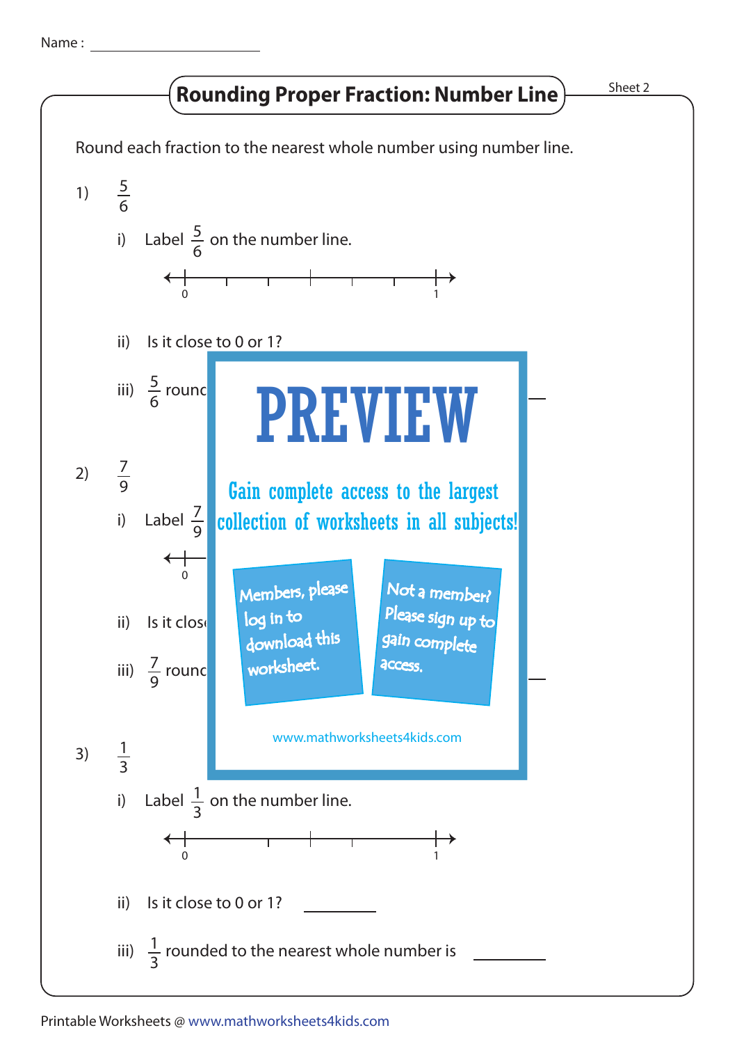Name : ____________________

# Rounding Proper Fraction: Number Line

Sheet 2

Round each fraction to the nearest whole number using number line.

1) $\frac{5}{6}$

i) Label $\frac{5}{6}$ on the number line.

0 ——————————————— 1

ii) Is it close to 0 or 1?

iii) $\frac{5}{6}$ round

2) $\frac{7}{9}$

i) Label $\frac{7}{9}$

0

ii) Is it close

iii) $\frac{7}{9}$ round

**PREVIEW**

Gain complete access to the largest collection of worksheets in all subjects!

Members, please log in to download this worksheet.

Not a member? Please sign up to gain complete access.

www.mathworksheets4kids.com

3) $\frac{1}{3}$

i) Label $\frac{1}{3}$ on the number line.

0 ——————————————— 1

ii) Is it close to 0 or 1? __________

iii) $\frac{1}{3}$ rounded to the nearest whole number is __________

Printable Worksheets @ www.mathworksheets4kids.com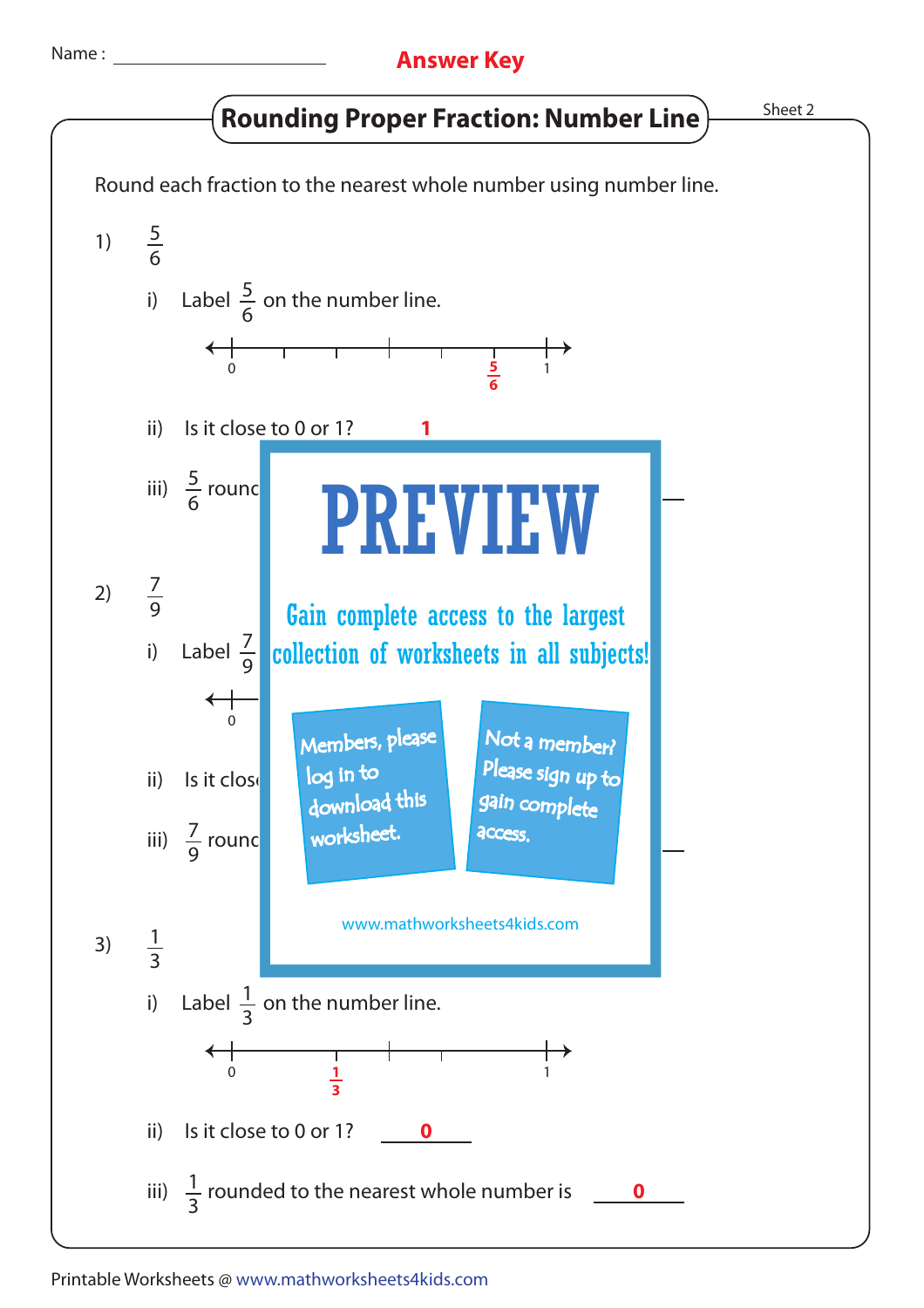Name : ____________________ **Answer Key**

# Rounding Proper Fraction: Number Line

Sheet 2

Round each fraction to the nearest whole number using number line.

1) $\frac{5}{6}$

i) Label $\frac{5}{6}$ on the number line.

0 $\frac{5}{6}$ 1

ii) Is it close to 0 or 1? **1**

iii) $\frac{5}{6}$ rounc

PREVIEW

Gain complete access to the largest collection of worksheets in all subjects!

Members, please log in to download this worksheet.

Not a member? Please sign up to gain complete access.

www.mathworksheets4kids.com

2) $\frac{7}{9}$

i) Label $\frac{7}{9}$

0

ii) Is it close

iii) $\frac{7}{9}$ rounc

3) $\frac{1}{3}$

i) Label $\frac{1}{3}$ on the number line.

0 $\frac{1}{3}$ 1

ii) Is it close to 0 or 1? **0**

iii) $\frac{1}{3}$ rounded to the nearest whole number is **0**

Printable Worksheets @ www.mathworksheets4kids.com